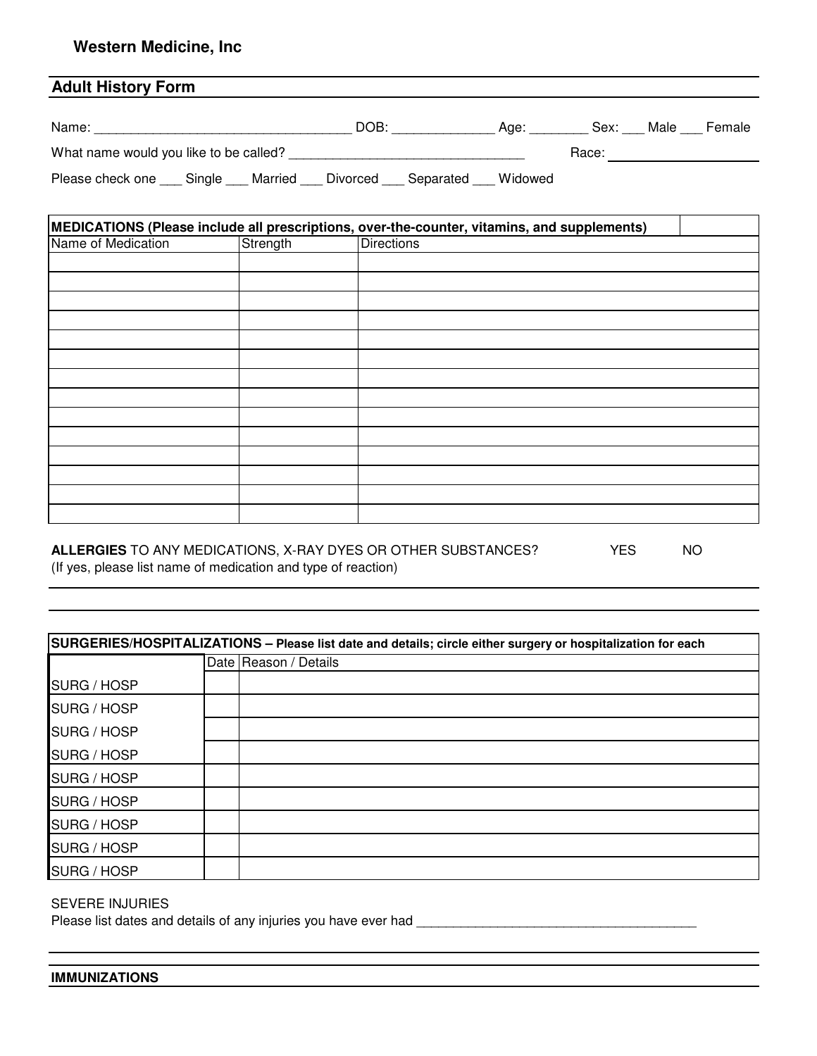**Western Medicine, Inc**

## Adult History Form

Name: ___________________________________ DOB: ______________ Age: ________ Sex: ___ Male ___ Female

What name would you like to be called? ________________________________ Race: ____________________

Please check one ___ Single ___ Married ___ Divorced ___ Separated ___ Widowed

| **MEDICATIONS (Please include all prescriptions, over-the-counter, vitamins, and supplements)** | | |
|---|---|---|
| Name of Medication | Strength | Directions |
| | | |
| | | |
| | | |
| | | |
| | | |
| | | |
| | | |
| | | |
| | | |
| | | |
| | | |
| | | |
| | | |
| | | |

**ALLERGIES** TO ANY MEDICATIONS, X-RAY DYES OR OTHER SUBSTANCES? YES NO
(If yes, please list name of medication and type of reaction)

______________________________________________________________________________

______________________________________________________________________________

| **SURGERIES/HOSPITALIZATIONS – Please list date and details; circle either surgery or hospitalization for each** | | |
|---|---|---|
| | Date | Reason / Details |
| SURG / HOSP | | |
| SURG / HOSP | | |
| SURG / HOSP | | |
| SURG / HOSP | | |
| SURG / HOSP | | |
| SURG / HOSP | | |
| SURG / HOSP | | |
| SURG / HOSP | | |
| SURG / HOSP | | |

SEVERE INJURIES
Please list dates and details of any injuries you have ever had _______________________________________

______________________________________________________________________________

**IMMUNIZATIONS**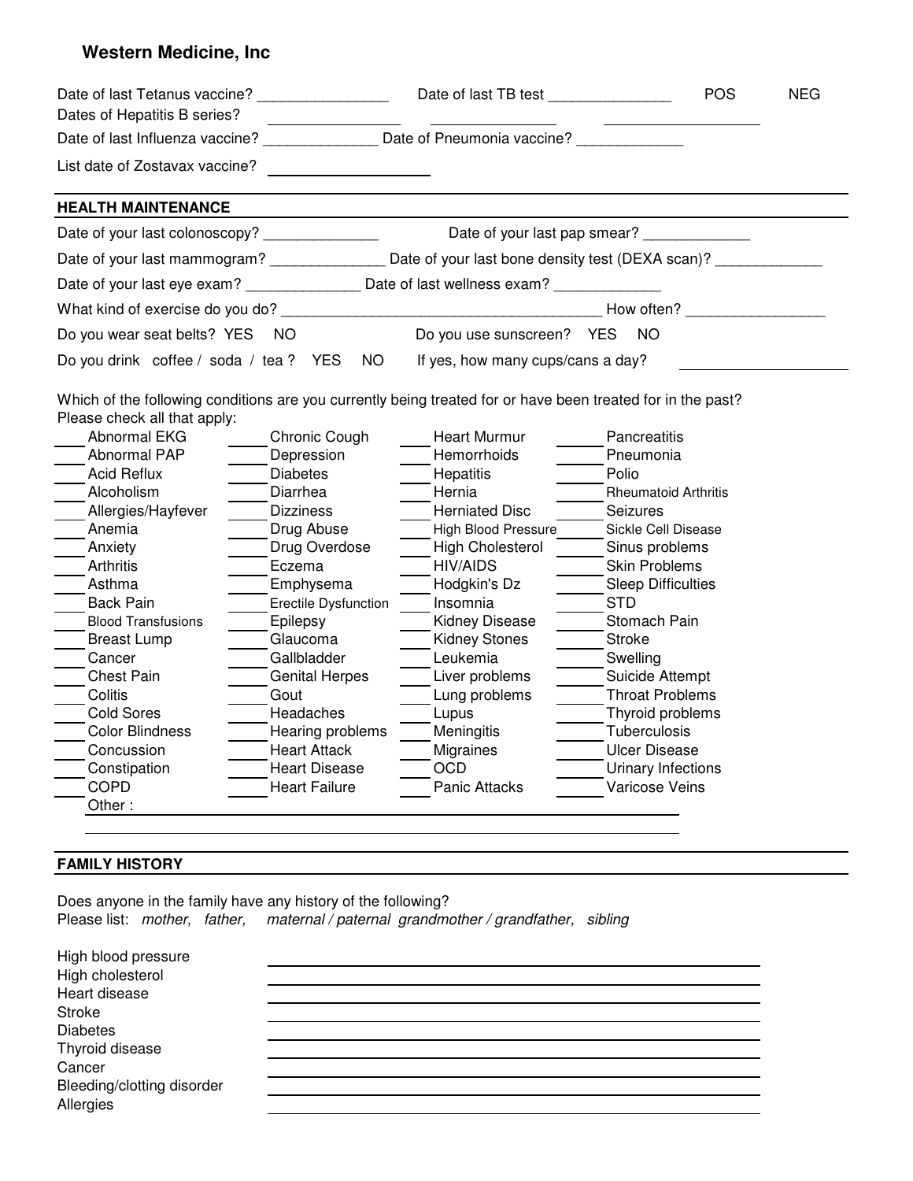**Western Medicine, Inc**

Date of last Tetanus vaccine? _______________ Date of last TB test _______________ POS NEG

Dates of Hepatitis B series? _______________ _______________ _______________

Date of last Influenza vaccine? _______________ Date of Pneumonia vaccine? _______________

List date of Zostavax vaccine? _______________

## HEALTH MAINTENANCE

Date of your last colonoscopy? _______________ Date of your last pap smear? _______________

Date of your last mammogram? _______________ Date of your last bone density test (DEXA scan)? _______________

Date of your last eye exam? _______________ Date of last wellness exam? _______________

What kind of exercise do you do? _______________ How often? _______________

Do you wear seat belts? YES NO Do you use sunscreen? YES NO

Do you drink coffee / soda / tea ? YES NO If yes, how many cups/cans a day? _______________

Which of the following conditions are you currently being treated for or have been treated for in the past? Please check all that apply:

| | | | | | | | |
|---|---|---|---|---|---|---|---|
| ____ | Abnormal EKG | ____ | Chronic Cough | ____ | Heart Murmur | ____ | Pancreatitis |
| ____ | Abnormal PAP | ____ | Depression | ____ | Hemorrhoids | ____ | Pneumonia |
| ____ | Acid Reflux | ____ | Diabetes | ____ | Hepatitis | ____ | Polio |
| ____ | Alcoholism | ____ | Diarrhea | ____ | Hernia | ____ | Rheumatoid Arthritis |
| ____ | Allergies/Hayfever | ____ | Dizziness | ____ | Herniated Disc | ____ | Seizures |
| ____ | Anemia | ____ | Drug Abuse | ____ | High Blood Pressure | ____ | Sickle Cell Disease |
| ____ | Anxiety | ____ | Drug Overdose | ____ | High Cholesterol | ____ | Sinus problems |
| ____ | Arthritis | ____ | Eczema | ____ | HIV/AIDS | ____ | Skin Problems |
| ____ | Asthma | ____ | Emphysema | ____ | Hodgkin's Dz | ____ | Sleep Difficulties |
| ____ | Back Pain | ____ | Erectile Dysfunction | ____ | Insomnia | ____ | STD |
| ____ | Blood Transfusions | ____ | Epilepsy | ____ | Kidney Disease | ____ | Stomach Pain |
| ____ | Breast Lump | ____ | Glaucoma | ____ | Kidney Stones | ____ | Stroke |
| ____ | Cancer | ____ | Gallbladder | ____ | Leukemia | ____ | Swelling |
| ____ | Chest Pain | ____ | Genital Herpes | ____ | Liver problems | ____ | Suicide Attempt |
| ____ | Colitis | ____ | Gout | ____ | Lung problems | ____ | Throat Problems |
| ____ | Cold Sores | ____ | Headaches | ____ | Lupus | ____ | Thyroid problems |
| ____ | Color Blindness | ____ | Hearing problems | ____ | Meningitis | ____ | Tuberculosis |
| ____ | Concussion | ____ | Heart Attack | ____ | Migraines | ____ | Ulcer Disease |
| ____ | Constipation | ____ | Heart Disease | ____ | OCD | ____ | Urinary Infections |
| ____ | COPD | ____ | Heart Failure | ____ | Panic Attacks | ____ | Varicose Veins |

Other : _______________________________________________

_______________________________________________

## FAMILY HISTORY

Does anyone in the family have any history of the following?
Please list: *mother, father, maternal / paternal grandmother / grandfather, sibling*

| | |
|---|---|
| High blood pressure | _______________ |
| High cholesterol | _______________ |
| Heart disease | _______________ |
| Stroke | _______________ |
| Diabetes | _______________ |
| Thyroid disease | _______________ |
| Cancer | _______________ |
| Bleeding/clotting disorder | _______________ |
| Allergies | _______________ |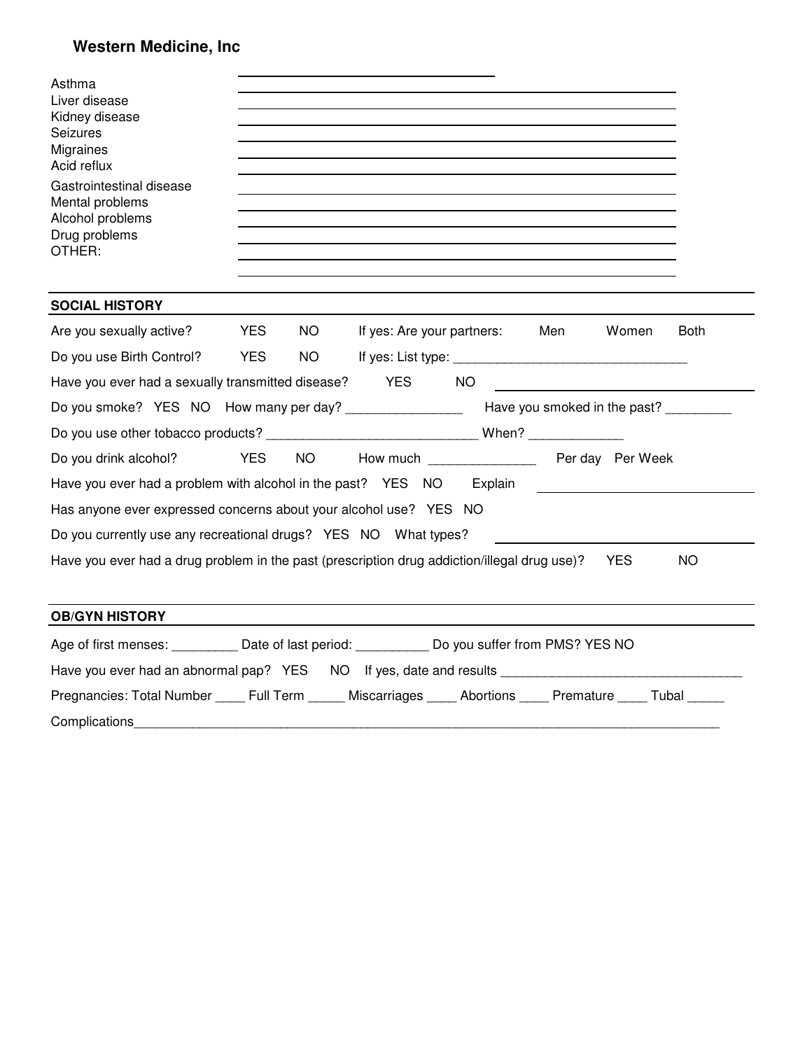**Western Medicine, Inc**

Asthma ____________________
Liver disease ____________________
Kidney disease ____________________
Seizures ____________________
Migraines ____________________
Acid reflux ____________________
Gastrointestinal disease ____________________
Mental problems ____________________
Alcohol problems ____________________
Drug problems ____________________
OTHER: ____________________

____________________

## SOCIAL HISTORY

Are you sexually active? YES NO If yes: Are your partners: Men Women Both

Do you use Birth Control? YES NO If yes: List type: ________________________________

Have you ever had a sexually transmitted disease? YES NO ____________________

Do you smoke? YES NO How many per day? ________________ Have you smoked in the past? _________

Do you use other tobacco products? ______________________________ When? _____________

Do you drink alcohol? YES NO How much _______________ Per day Per Week

Have you ever had a problem with alcohol in the past? YES NO Explain ____________________

Has anyone ever expressed concerns about your alcohol use? YES NO

Do you currently use any recreational drugs? YES NO What types? ____________________

Have you ever had a drug problem in the past (prescription drug addiction/illegal drug use)? YES NO

## OB/GYN HISTORY

Age of first menses: _________ Date of last period: __________ Do you suffer from PMS? YES NO

Have you ever had an abnormal pap? YES NO If yes, date and results _________________________________

Pregnancies: Total Number ____ Full Term _____ Miscarriages ____ Abortions ____ Premature ____ Tubal _____

Complications_____________________________________________________________________________________